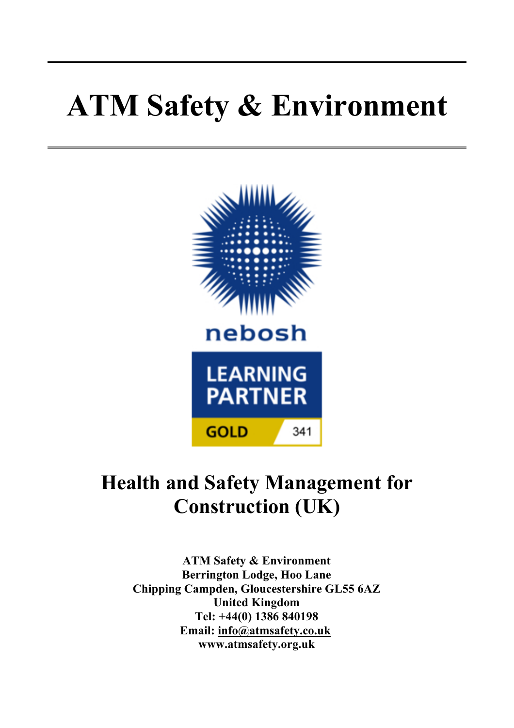# ATM Safety & Environment

## Health and Safety Management for Construction (UK)

**ATM Safety & Environment**
**Berrington Lodge, Hoo Lane**
**Chipping Campden, Gloucestershire GL55 6AZ**
**United Kingdom**
**Tel: +44(0) 1386 840198**
**Email: info@atmsafety.co.uk**
**www.atmsafety.org.uk**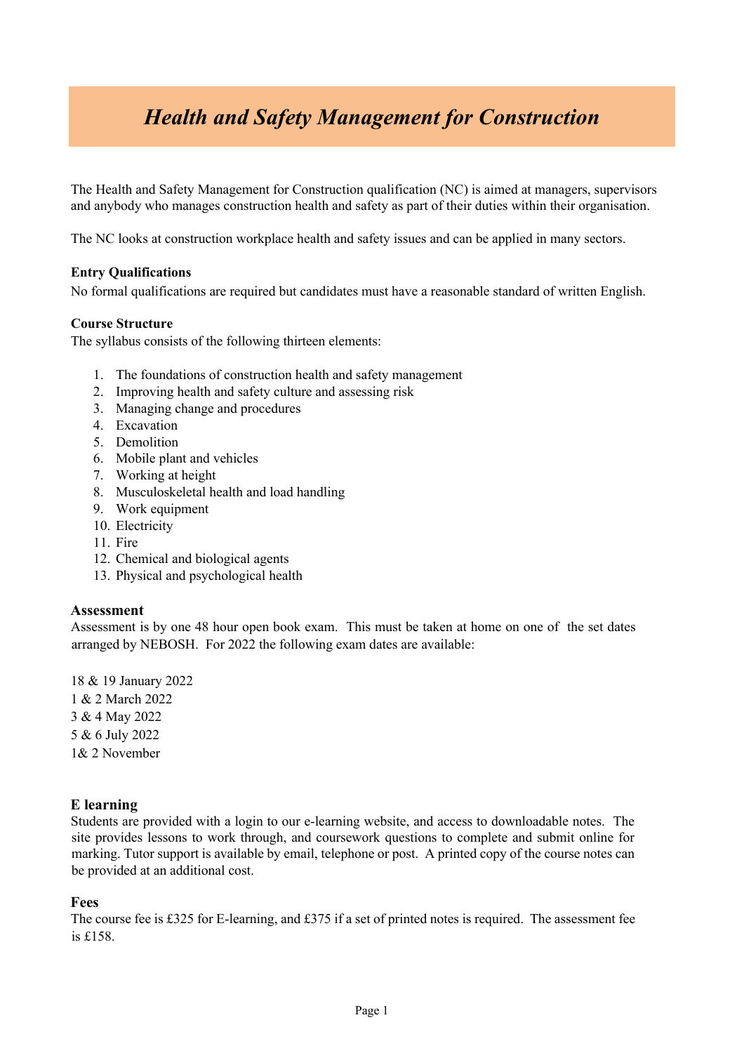# *Health and Safety Management for Construction*

The Health and Safety Management for Construction qualification (NC) is aimed at managers, supervisors and anybody who manages construction health and safety as part of their duties within their organisation.

The NC looks at construction workplace health and safety issues and can be applied in many sectors.

**Entry Qualifications**

No formal qualifications are required but candidates must have a reasonable standard of written English.

**Course Structure**

The syllabus consists of the following thirteen elements:

1. The foundations of construction health and safety management
2. Improving health and safety culture and assessing risk
3. Managing change and procedures
4. Excavation
5. Demolition
6. Mobile plant and vehicles
7. Working at height
8. Musculoskeletal health and load handling
9. Work equipment
10. Electricity
11. Fire
12. Chemical and biological agents
13. Physical and psychological health

**Assessment**

Assessment is by one 48 hour open book exam. This must be taken at home on one of the set dates arranged by NEBOSH. For 2022 the following exam dates are available:

18 & 19 January 2022
1 & 2 March 2022
3 & 4 May 2022
5 & 6 July 2022
1& 2 November

**E learning**

Students are provided with a login to our e-learning website, and access to downloadable notes. The site provides lessons to work through, and coursework questions to complete and submit online for marking. Tutor support is available by email, telephone or post. A printed copy of the course notes can be provided at an additional cost.

**Fees**

The course fee is £325 for E-learning, and £375 if a set of printed notes is required. The assessment fee is £158.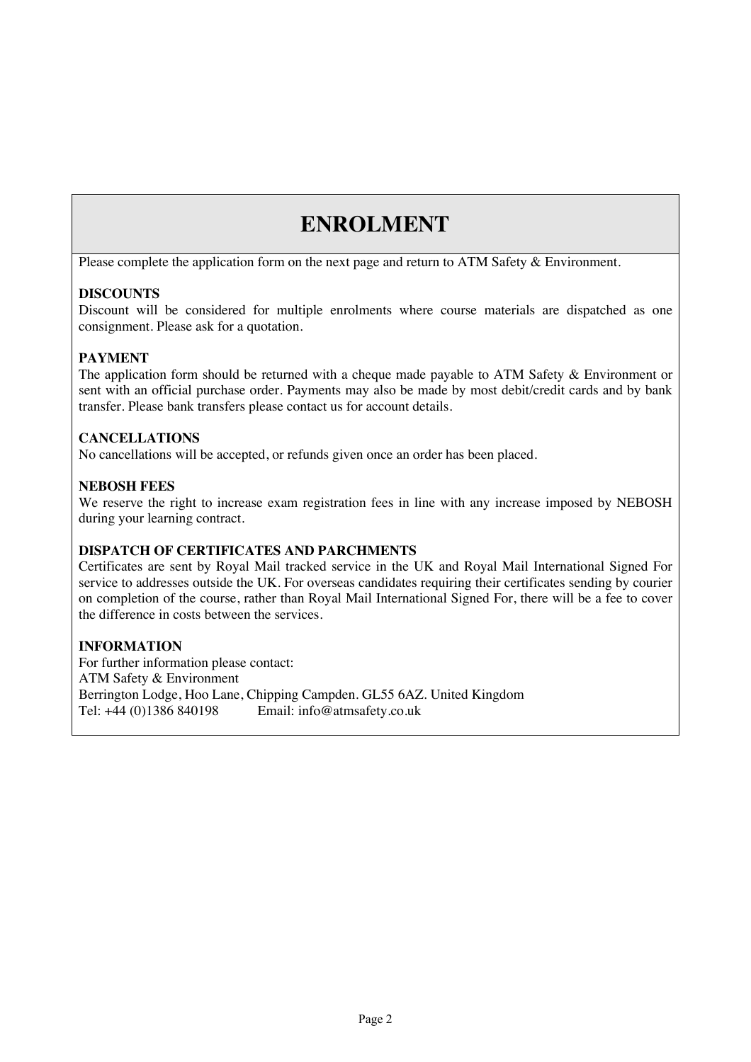# ENROLMENT

Please complete the application form on the next page and return to ATM Safety & Environment.

**DISCOUNTS**
Discount will be considered for multiple enrolments where course materials are dispatched as one consignment. Please ask for a quotation.

**PAYMENT**
The application form should be returned with a cheque made payable to ATM Safety & Environment or sent with an official purchase order. Payments may also be made by most debit/credit cards and by bank transfer. Please bank transfers please contact us for account details.

**CANCELLATIONS**
No cancellations will be accepted, or refunds given once an order has been placed.

**NEBOSH FEES**
We reserve the right to increase exam registration fees in line with any increase imposed by NEBOSH during your learning contract.

**DISPATCH OF CERTIFICATES AND PARCHMENTS**
Certificates are sent by Royal Mail tracked service in the UK and Royal Mail International Signed For service to addresses outside the UK. For overseas candidates requiring their certificates sending by courier on completion of the course, rather than Royal Mail International Signed For, there will be a fee to cover the difference in costs between the services.

**INFORMATION**
For further information please contact:
ATM Safety & Environment
Berrington Lodge, Hoo Lane, Chipping Campden. GL55 6AZ. United Kingdom
Tel: +44 (0)1386 840198 Email: info@atmsafety.co.uk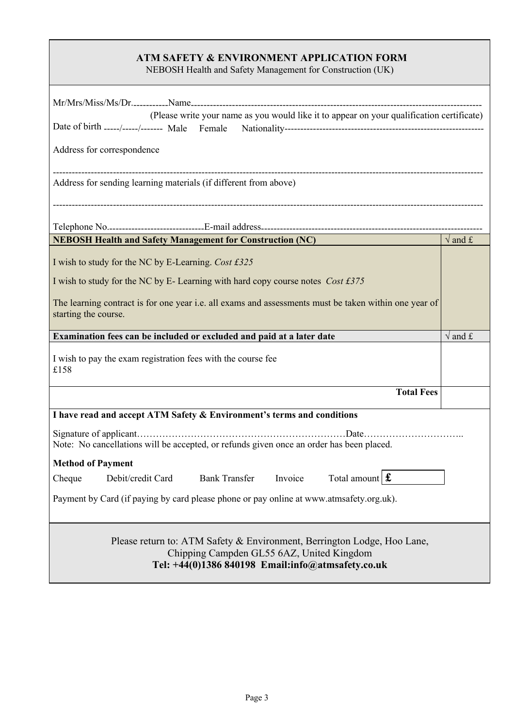# ATM SAFETY & ENVIRONMENT APPLICATION FORM

NEBOSH Health and Safety Management for Construction (UK)

Mr/Mrs/Miss/Ms/Dr.----------Name------------------------------------------------------------------------------------------

(Please write your name as you would like it to appear on your qualification certificate)

Date of birth -----/-----/------- Male Female Nationality--------------------------------------------------------------

Address for correspondence

------------------------------------------------------------------------------------------------------------------------------------

Address for sending learning materials (if different from above)

------------------------------------------------------------------------------------------------------------------------------------

Telephone No.------------------------------E-mail address-------------------------------------------------------------------

| **NEBOSH Health and Safety Management for Construction (NC)** | √ and £ |
|---|---|
| I wish to study for the NC by E-Learning. *Cost £325*<br><br>I wish to study for the NC by E- Learning with hard copy course notes *Cost £375*<br><br>The learning contract is for one year i.e. all exams and assessments must be taken within one year of starting the course. | |
| **Examination fees can be included or excluded and paid at a later date** | √ and £ |
| I wish to pay the exam registration fees with the course fee<br>£158 | |
| **Total Fees** | |

**I have read and accept ATM Safety & Environment's terms and conditions**

Signature of applicant…………………………………………………………Date…………………………..

Note: No cancellations will be accepted, or refunds given once an order has been placed.

**Method of Payment**

Cheque Debit/credit Card Bank Transfer Invoice Total amount **£**

Payment by Card (if paying by card please phone or pay online at www.atmsafety.org.uk).

Please return to: ATM Safety & Environment, Berrington Lodge, Hoo Lane, Chipping Campden GL55 6AZ, United Kingdom

**Tel: +44(0)1386 840198 Email:info@atmsafety.co.uk**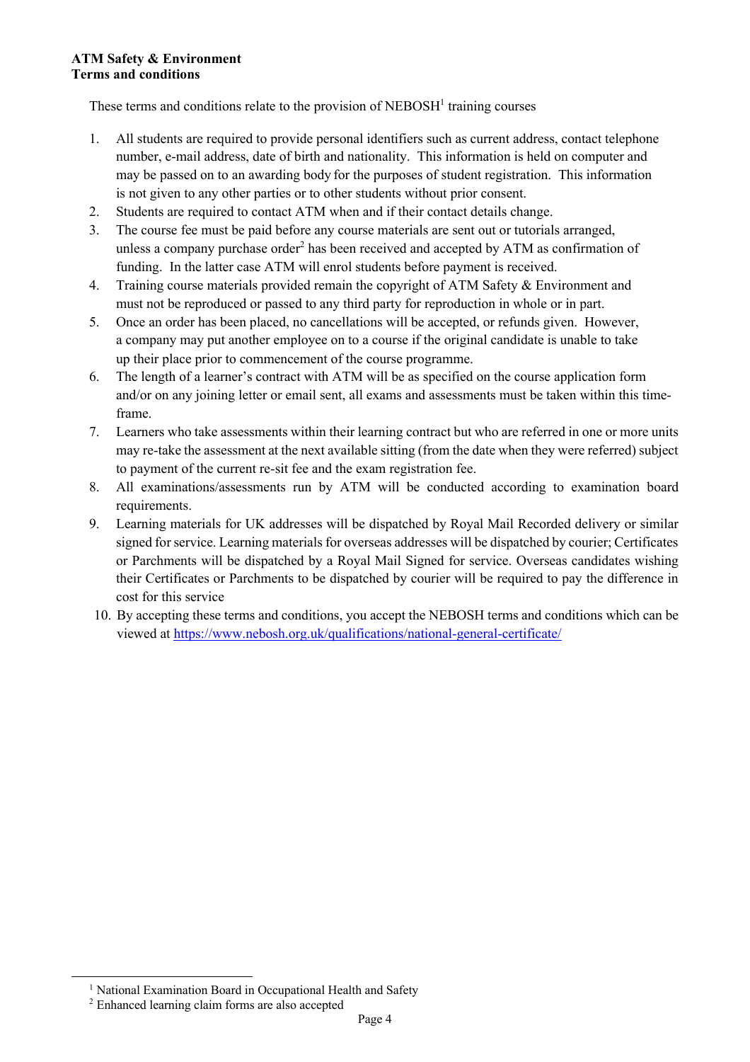**ATM Safety & Environment**
**Terms and conditions**

These terms and conditions relate to the provision of NEBOSH[1] training courses

1. All students are required to provide personal identifiers such as current address, contact telephone number, e-mail address, date of birth and nationality. This information is held on computer and may be passed on to an awarding body for the purposes of student registration. This information is not given to any other parties or to other students without prior consent.
2. Students are required to contact ATM when and if their contact details change.
3. The course fee must be paid before any course materials are sent out or tutorials arranged, unless a company purchase order[2] has been received and accepted by ATM as confirmation of funding. In the latter case ATM will enrol students before payment is received.
4. Training course materials provided remain the copyright of ATM Safety & Environment and must not be reproduced or passed to any third party for reproduction in whole or in part.
5. Once an order has been placed, no cancellations will be accepted, or refunds given. However, a company may put another employee on to a course if the original candidate is unable to take up their place prior to commencement of the course programme.
6. The length of a learner's contract with ATM will be as specified on the course application form and/or on any joining letter or email sent, all exams and assessments must be taken within this time-frame.
7. Learners who take assessments within their learning contract but who are referred in one or more units may re-take the assessment at the next available sitting (from the date when they were referred) subject to payment of the current re-sit fee and the exam registration fee.
8. All examinations/assessments run by ATM will be conducted according to examination board requirements.
9. Learning materials for UK addresses will be dispatched by Royal Mail Recorded delivery or similar signed for service. Learning materials for overseas addresses will be dispatched by courier; Certificates or Parchments will be dispatched by a Royal Mail Signed for service. Overseas candidates wishing their Certificates or Parchments to be dispatched by courier will be required to pay the difference in cost for this service
10. By accepting these terms and conditions, you accept the NEBOSH terms and conditions which can be viewed at [https://www.nebosh.org.uk/qualifications/national-general-certificate/](https://www.nebosh.org.uk/qualifications/national-general-certificate/)

---

[1] National Examination Board in Occupational Health and Safety

[2] Enhanced learning claim forms are also accepted